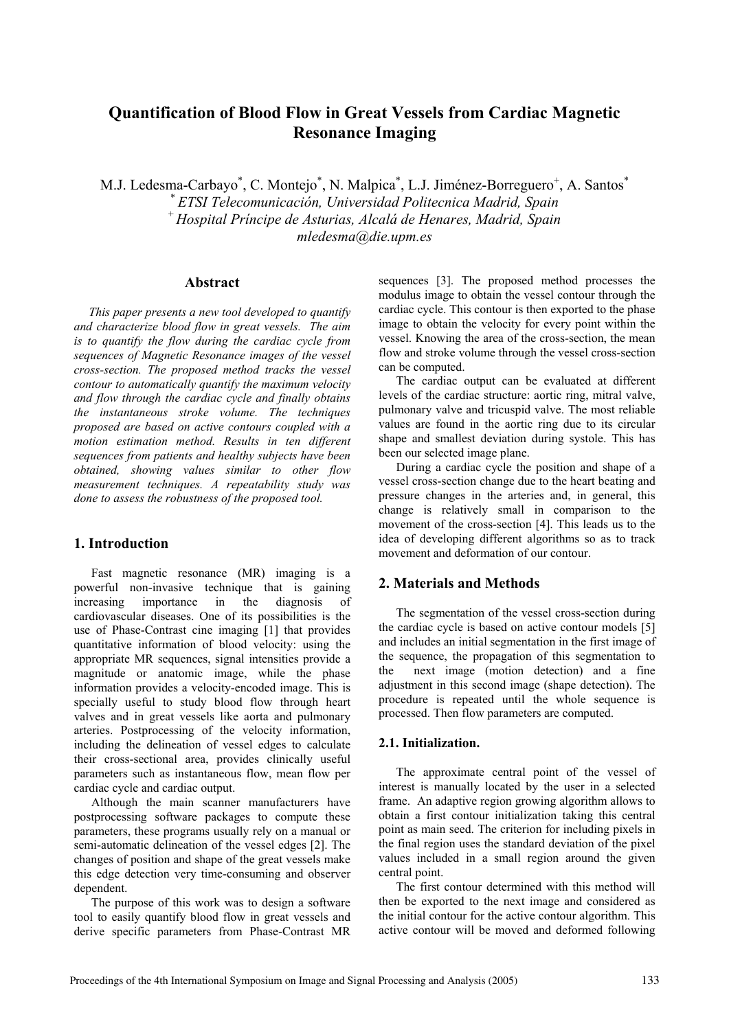# Quantification of Blood Flow in Great Vessels from Cardiac Magnetic Resonance Imaging

M.J. Ledesma-Carbayo[*], C. Montejo[*], N. Malpica[*], L.J. Jiménez-Borreguero[+], A. Santos[*]

[*] *ETSI Telecomunicación, Universidad Politecnica Madrid, Spain*

[+] *Hospital Príncipe de Asturias, Alcalá de Henares, Madrid, Spain*

*mledesma@die.upm.es*

## Abstract

*This paper presents a new tool developed to quantify and characterize blood flow in great vessels. The aim is to quantify the flow during the cardiac cycle from sequences of Magnetic Resonance images of the vessel cross-section. The proposed method tracks the vessel contour to automatically quantify the maximum velocity and flow through the cardiac cycle and finally obtains the instantaneous stroke volume. The techniques proposed are based on active contours coupled with a motion estimation method. Results in ten different sequences from patients and healthy subjects have been obtained, showing values similar to other flow measurement techniques. A repeatability study was done to assess the robustness of the proposed tool.*

## 1. Introduction

Fast magnetic resonance (MR) imaging is a powerful non-invasive technique that is gaining increasing importance in the diagnosis of cardiovascular diseases. One of its possibilities is the use of Phase-Contrast cine imaging [1] that provides quantitative information of blood velocity: using the appropriate MR sequences, signal intensities provide a magnitude or anatomic image, while the phase information provides a velocity-encoded image. This is specially useful to study blood flow through heart valves and in great vessels like aorta and pulmonary arteries. Postprocessing of the velocity information, including the delineation of vessel edges to calculate their cross-sectional area, provides clinically useful parameters such as instantaneous flow, mean flow per cardiac cycle and cardiac output.

Although the main scanner manufacturers have postprocessing software packages to compute these parameters, these programs usually rely on a manual or semi-automatic delineation of the vessel edges [2]. The changes of position and shape of the great vessels make this edge detection very time-consuming and observer dependent.

The purpose of this work was to design a software tool to easily quantify blood flow in great vessels and derive specific parameters from Phase-Contrast MR sequences [3]. The proposed method processes the modulus image to obtain the vessel contour through the cardiac cycle. This contour is then exported to the phase image to obtain the velocity for every point within the vessel. Knowing the area of the cross-section, the mean flow and stroke volume through the vessel cross-section can be computed.

The cardiac output can be evaluated at different levels of the cardiac structure: aortic ring, mitral valve, pulmonary valve and tricuspid valve. The most reliable values are found in the aortic ring due to its circular shape and smallest deviation during systole. This has been our selected image plane.

During a cardiac cycle the position and shape of a vessel cross-section change due to the heart beating and pressure changes in the arteries and, in general, this change is relatively small in comparison to the movement of the cross-section [4]. This leads us to the idea of developing different algorithms so as to track movement and deformation of our contour.

## 2. Materials and Methods

The segmentation of the vessel cross-section during the cardiac cycle is based on active contour models [5] and includes an initial segmentation in the first image of the sequence, the propagation of this segmentation to the next image (motion detection) and a fine adjustment in this second image (shape detection). The procedure is repeated until the whole sequence is processed. Then flow parameters are computed.

### 2.1. Initialization.

The approximate central point of the vessel of interest is manually located by the user in a selected frame. An adaptive region growing algorithm allows to obtain a first contour initialization taking this central point as main seed. The criterion for including pixels in the final region uses the standard deviation of the pixel values included in a small region around the given central point.

The first contour determined with this method will then be exported to the next image and considered as the initial contour for the active contour algorithm. This active contour will be moved and deformed following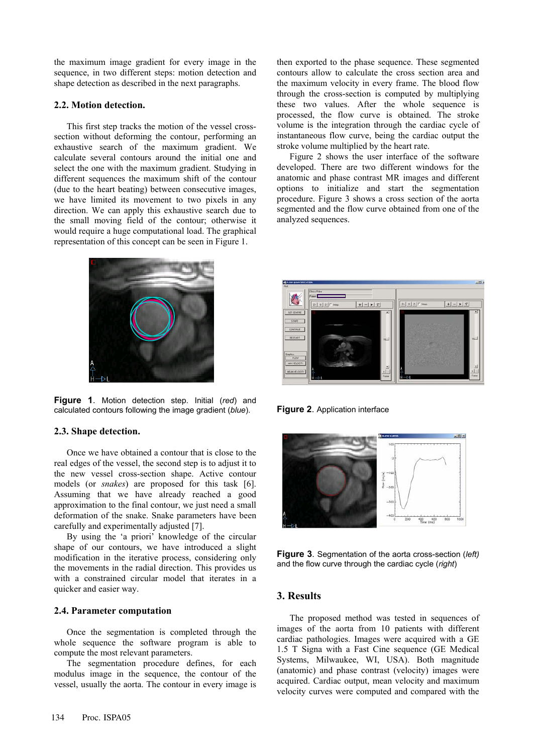the maximum image gradient for every image in the sequence, in two different steps: motion detection and shape detection as described in the next paragraphs.

### 2.2. Motion detection.

This first step tracks the motion of the vessel cross-section without deforming the contour, performing an exhaustive search of the maximum gradient. We calculate several contours around the initial one and select the one with the maximum gradient. Studying in different sequences the maximum shift of the contour (due to the heart beating) between consecutive images, we have limited its movement to two pixels in any direction. We can apply this exhaustive search due to the small moving field of the contour; otherwise it would require a huge computational load. The graphical representation of this concept can be seen in Figure 1.

**Figure 1**. Motion detection step. Initial (*red*) and calculated contours following the image gradient (*blue*).

### 2.3. Shape detection.

Once we have obtained a contour that is close to the real edges of the vessel, the second step is to adjust it to the new vessel cross-section shape. Active contour models (or *snakes*) are proposed for this task [6]. Assuming that we have already reached a good approximation to the final contour, we just need a small deformation of the snake. Snake parameters have been carefully and experimentally adjusted [7].

By using the 'a priori' knowledge of the circular shape of our contours, we have introduced a slight modification in the iterative process, considering only the movements in the radial direction. This provides us with a constrained circular model that iterates in a quicker and easier way.

### 2.4. Parameter computation

Once the segmentation is completed through the whole sequence the software program is able to compute the most relevant parameters.

The segmentation procedure defines, for each modulus image in the sequence, the contour of the vessel, usually the aorta. The contour in every image is then exported to the phase sequence. These segmented contours allow to calculate the cross section area and the maximum velocity in every frame. The blood flow through the cross-section is computed by multiplying these two values. After the whole sequence is processed, the flow curve is obtained. The stroke volume is the integration through the cardiac cycle of instantaneous flow curve, being the cardiac output the stroke volume multiplied by the heart rate.

Figure 2 shows the user interface of the software developed. There are two different windows for the anatomic and phase contrast MR images and different options to initialize and start the segmentation procedure. Figure 3 shows a cross section of the aorta segmented and the flow curve obtained from one of the analyzed sequences.

**Figure 2**. Application interface

**Figure 3**. Segmentation of the aorta cross-section (*left)* and the flow curve through the cardiac cycle (*right*)

## 3. Results

The proposed method was tested in sequences of images of the aorta from 10 patients with different cardiac pathologies. Images were acquired with a GE 1.5 T Signa with a Fast Cine sequence (GE Medical Systems, Milwaukee, WI, USA). Both magnitude (anatomic) and phase contrast (velocity) images were acquired. Cardiac output, mean velocity and maximum velocity curves were computed and compared with the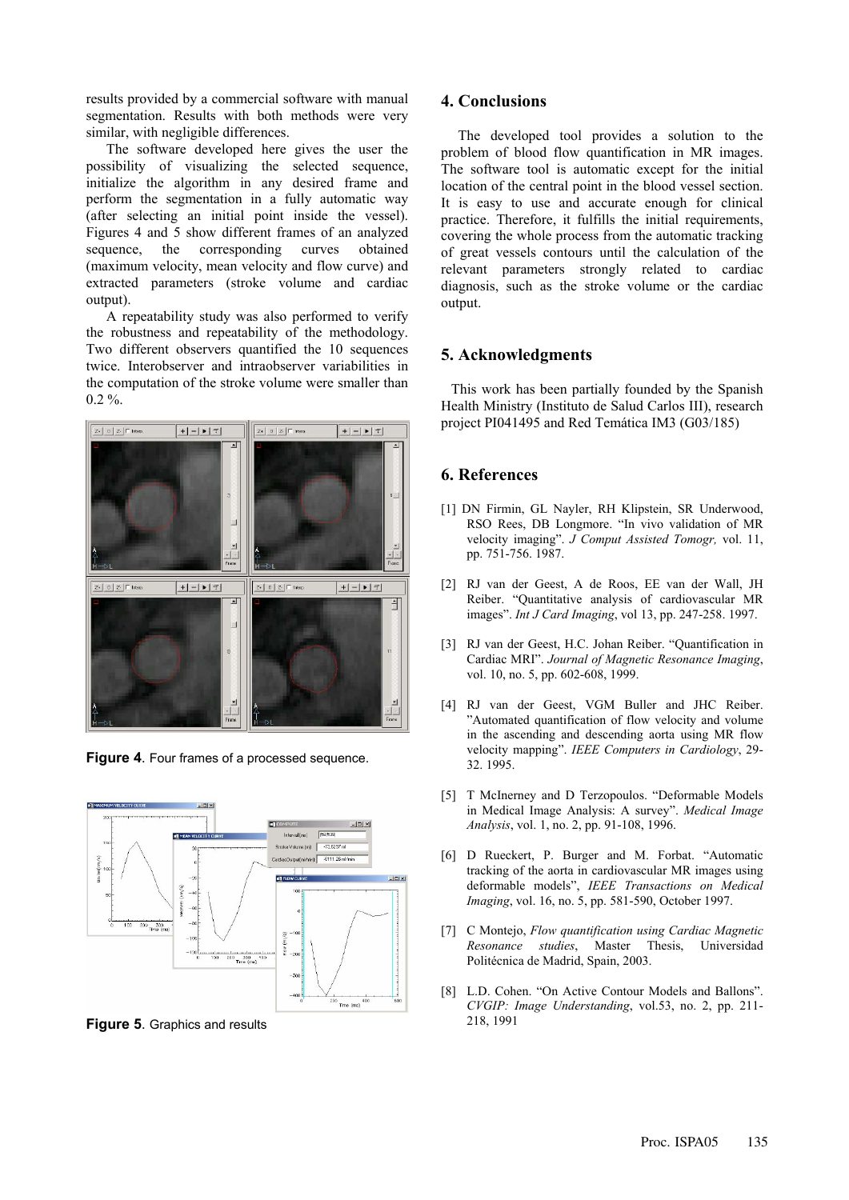results provided by a commercial software with manual segmentation. Results with both methods were very similar, with negligible differences.

The software developed here gives the user the possibility of visualizing the selected sequence, initialize the algorithm in any desired frame and perform the segmentation in a fully automatic way (after selecting an initial point inside the vessel). Figures 4 and 5 show different frames of an analyzed sequence, the corresponding curves obtained (maximum velocity, mean velocity and flow curve) and extracted parameters (stroke volume and cardiac output).

A repeatability study was also performed to verify the robustness and repeatability of the methodology. Two different observers quantified the 10 sequences twice. Interobserver and intraobserver variabilities in the computation of the stroke volume were smaller than 0.2 %.

**Figure 4**. Four frames of a processed sequence.

**Figure 5**. Graphics and results

## 4. Conclusions

The developed tool provides a solution to the problem of blood flow quantification in MR images. The software tool is automatic except for the initial location of the central point in the blood vessel section. It is easy to use and accurate enough for clinical practice. Therefore, it fulfills the initial requirements, covering the whole process from the automatic tracking of great vessels contours until the calculation of the relevant parameters strongly related to cardiac diagnosis, such as the stroke volume or the cardiac output.

## 5. Acknowledgments

This work has been partially founded by the Spanish Health Ministry (Instituto de Salud Carlos III), research project PI041495 and Red Temática IM3 (G03/185)

## 6. References

[1] DN Firmin, GL Nayler, RH Klipstein, SR Underwood, RSO Rees, DB Longmore. "In vivo validation of MR velocity imaging". *J Comput Assisted Tomogr,* vol. 11, pp. 751-756. 1987.

[2] RJ van der Geest, A de Roos, EE van der Wall, JH Reiber. "Quantitative analysis of cardiovascular MR images". *Int J Card Imaging*, vol 13, pp. 247-258. 1997.

[3] RJ van der Geest, H.C. Johan Reiber. "Quantification in Cardiac MRI". *Journal of Magnetic Resonance Imaging*, vol. 10, no. 5, pp. 602-608, 1999.

[4] RJ van der Geest, VGM Buller and JHC Reiber. "Automated quantification of flow velocity and volume in the ascending and descending aorta using MR flow velocity mapping". *IEEE Computers in Cardiology*, 29-32. 1995.

[5] T McInerney and D Terzopoulos. "Deformable Models in Medical Image Analysis: A survey". *Medical Image Analysis*, vol. 1, no. 2, pp. 91-108, 1996.

[6] D Rueckert, P. Burger and M. Forbat. "Automatic tracking of the aorta in cardiovascular MR images using deformable models", *IEEE Transactions on Medical Imaging*, vol. 16, no. 5, pp. 581-590, October 1997.

[7] C Montejo, *Flow quantification using Cardiac Magnetic Resonance studies*, Master Thesis, Universidad Politécnica de Madrid, Spain, 2003.

[8] L.D. Cohen. "On Active Contour Models and Ballons". *CVGIP: Image Understanding*, vol.53, no. 2, pp. 211-218, 1991